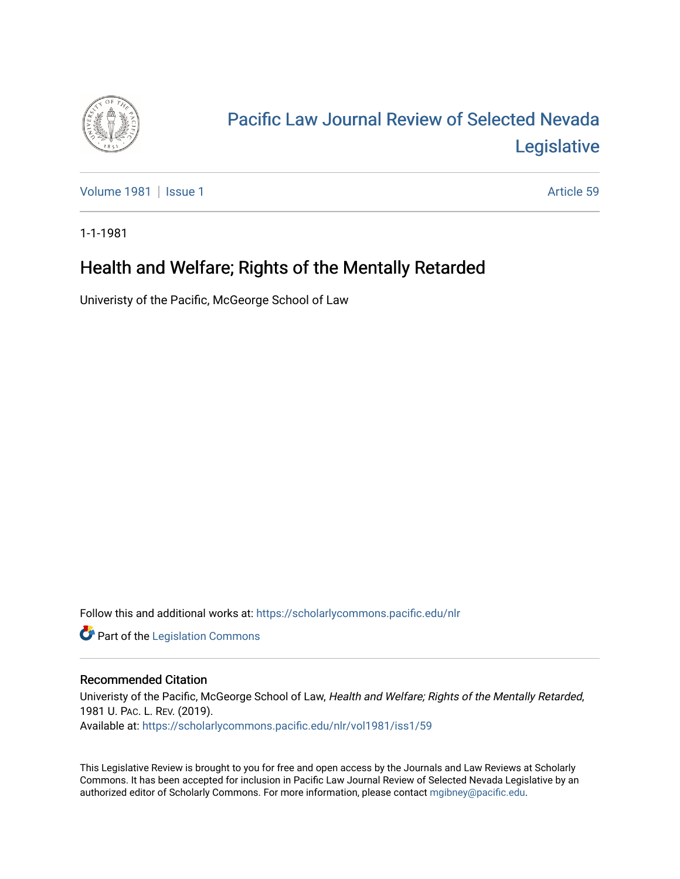# Pacific Law Journal Review of Selected Nevada Legislative

Volume 1981 | Issue 1 Article 59

1-1-1981

## Health and Welfare; Rights of the Mentally Retarded

Univeristy of the Pacific, McGeorge School of Law

Follow this and additional works at: https://scholarlycommons.pacific.edu/nlr

Part of the Legislation Commons

### Recommended Citation

Univeristy of the Pacific, McGeorge School of Law, *Health and Welfare; Rights of the Mentally Retarded*, 1981 U. PAC. L. REV. (2019).
Available at: https://scholarlycommons.pacific.edu/nlr/vol1981/iss1/59

This Legislative Review is brought to you for free and open access by the Journals and Law Reviews at Scholarly Commons. It has been accepted for inclusion in Pacific Law Journal Review of Selected Nevada Legislative by an authorized editor of Scholarly Commons. For more information, please contact mgibney@pacific.edu.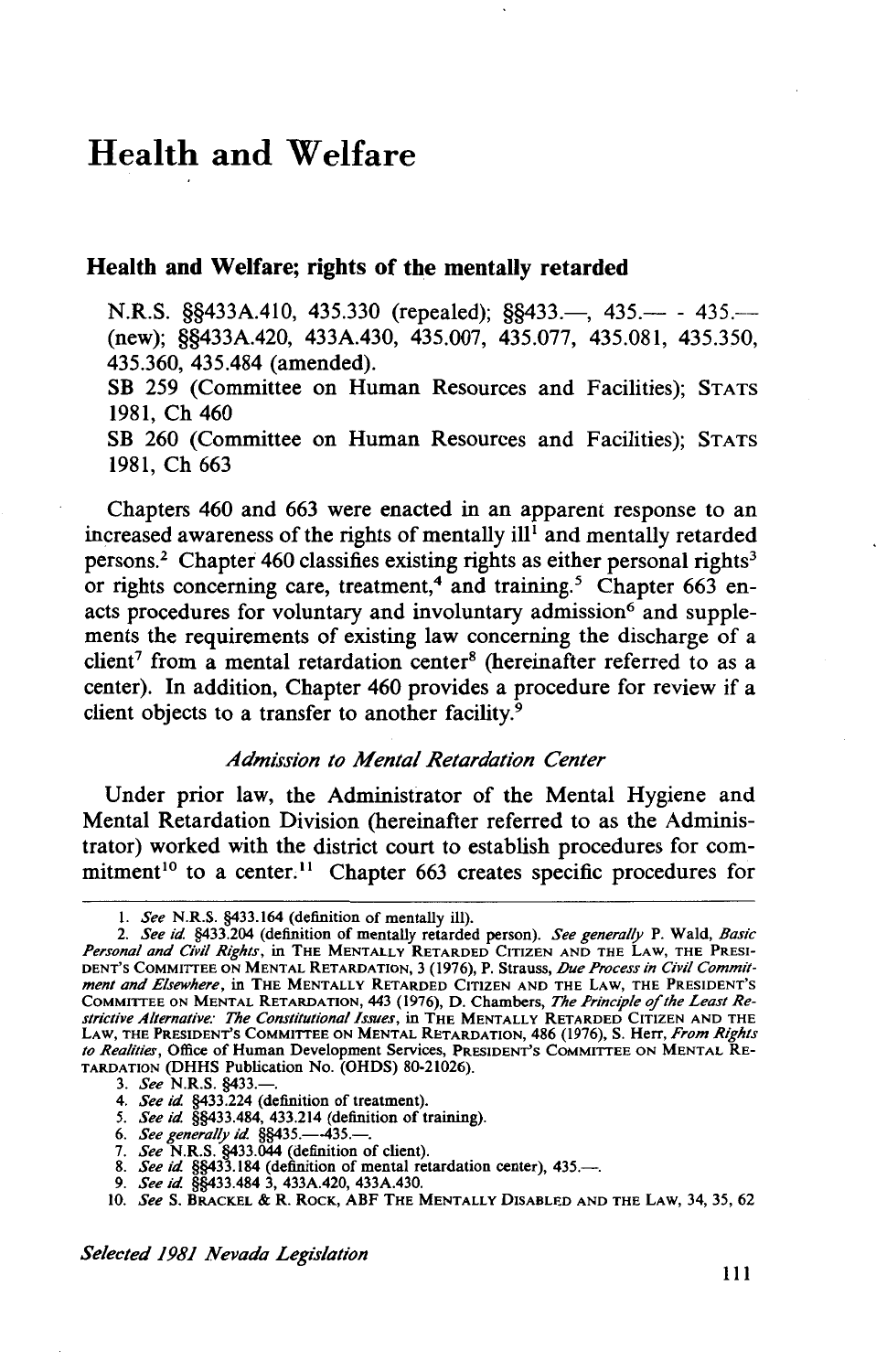# Health and Welfare

## Health and Welfare; rights of the mentally retarded

N.R.S. §§433A.410, 435.330 (repealed); §§433.—, 435.— - 435.— (new); §§433A.420, 433A.430, 435.007, 435.077, 435.081, 435.350, 435.360, 435.484 (amended).
SB 259 (Committee on Human Resources and Facilities); STATS 1981, Ch 460
SB 260 (Committee on Human Resources and Facilities); STATS 1981, Ch 663

Chapters 460 and 663 were enacted in an apparent response to an increased awareness of the rights of mentally ill[1] and mentally retarded persons.[2] Chapter 460 classifies existing rights as either personal rights[3] or rights concerning care, treatment,[4] and training.[5] Chapter 663 enacts procedures for voluntary and involuntary admission[6] and supplements the requirements of existing law concerning the discharge of a client[7] from a mental retardation center[8] (hereinafter referred to as a center). In addition, Chapter 460 provides a procedure for review if a client objects to a transfer to another facility.[9]

*Admission to Mental Retardation Center*

Under prior law, the Administrator of the Mental Hygiene and Mental Retardation Division (hereinafter referred to as the Administrator) worked with the district court to establish procedures for commitment[10] to a center.[11] Chapter 663 creates specific procedures for

---

1. *See* N.R.S. §433.164 (definition of mentally ill).
2. *See id.* §433.204 (definition of mentally retarded person). *See generally* P. Wald, *Basic Personal and Civil Rights*, in THE MENTALLY RETARDED CITIZEN AND THE LAW, THE PRESIDENT'S COMMITTEE ON MENTAL RETARDATION, 3 (1976), P. Strauss, *Due Process in Civil Commitment and Elsewhere*, in THE MENTALLY RETARDED CITIZEN AND THE LAW, THE PRESIDENT'S COMMITTEE ON MENTAL RETARDATION, 443 (1976), D. Chambers, *The Principle of the Least Restrictive Alternative: The Constitutional Issues*, in THE MENTALLY RETARDED CITIZEN AND THE LAW, THE PRESIDENT'S COMMITTEE ON MENTAL RETARDATION, 486 (1976), S. Herr, *From Rights to Realities*, Office of Human Development Services, PRESIDENT'S COMMITTEE ON MENTAL RETARDATION (DHHS Publication No. (OHDS) 80-21026).
3. *See* N.R.S. §433.—.
4. *See id.* §433.224 (definition of treatment).
5. *See id.* §§433.484, 433.214 (definition of training).
6. *See generally id.* §§435.—-435.—.
7. *See* N.R.S. §433.044 (definition of client).
8. *See id.* §§433.184 (definition of mental retardation center), 435.—.
9. *See id.* §§433.484 3, 433A.420, 433A.430.
10. *See* S. BRACKEL & R. ROCK, ABF THE MENTALLY DISABLED AND THE LAW, 34, 35, 62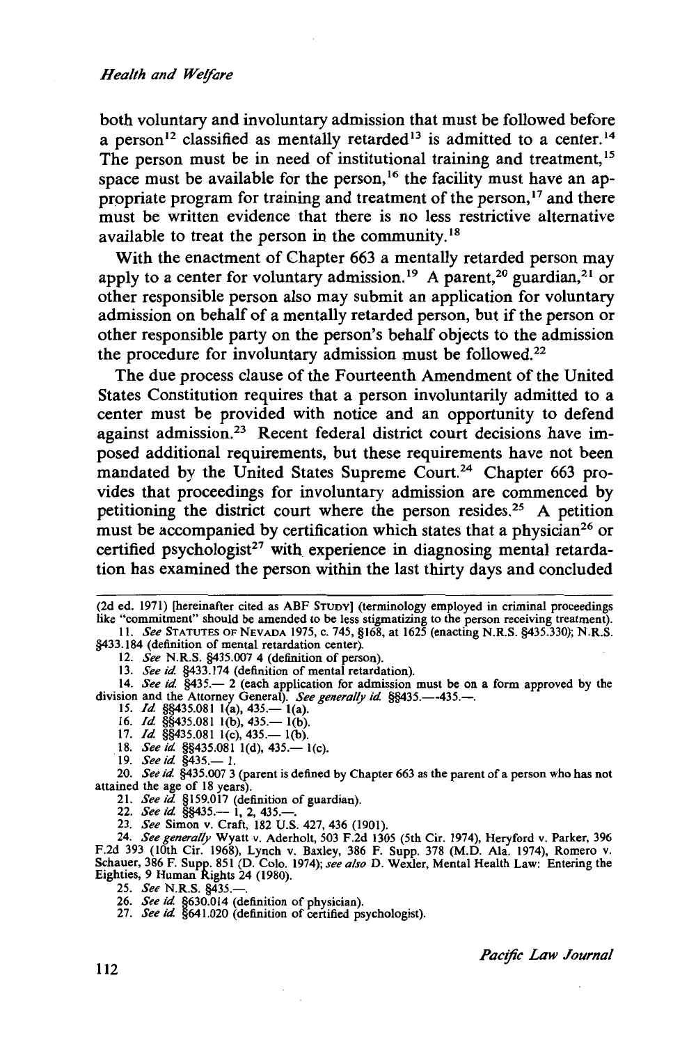both voluntary and involuntary admission that must be followed before a person[12] classified as mentally retarded[13] is admitted to a center.[14] The person must be in need of institutional training and treatment,[15] space must be available for the person,[16] the facility must have an appropriate program for training and treatment of the person,[17] and there must be written evidence that there is no less restrictive alternative available to treat the person in the community.[18]

With the enactment of Chapter 663 a mentally retarded person may apply to a center for voluntary admission.[19] A parent,[20] guardian,[21] or other responsible person also may submit an application for voluntary admission on behalf of a mentally retarded person, but if the person or other responsible party on the person's behalf objects to the admission the procedure for involuntary admission must be followed.[22]

The due process clause of the Fourteenth Amendment of the United States Constitution requires that a person involuntarily admitted to a center must be provided with notice and an opportunity to defend against admission.[23] Recent federal district court decisions have imposed additional requirements, but these requirements have not been mandated by the United States Supreme Court.[24] Chapter 663 provides that proceedings for involuntary admission are commenced by petitioning the district court where the person resides.[25] A petition must be accompanied by certification which states that a physician[26] or certified psychologist[27] with experience in diagnosing mental retardation has examined the person within the last thirty days and concluded

---

(2d ed. 1971) [hereinafter cited as ABF STUDY] (terminology employed in criminal proceedings like "commitment" should be amended to be less stigmatizing to the person receiving treatment).

11. *See* STATUTES OF NEVADA 1975, c. 745, §168, at 1625 (enacting N.R.S. §435.330); N.R.S. §433.184 (definition of mental retardation center).

12. *See* N.R.S. §435.007 4 (definition of person).

13. *See id.* §433.174 (definition of mental retardation).

14. *See id.* §435.— 2 (each application for admission must be on a form approved by the division and the Attorney General). *See generally id.* §§435.—-435.—.

15. *Id.* §§435.081 1(a), 435.— 1(a).

16. *Id.* §§435.081 1(b), 435.— 1(b).

17. *Id.* §§435.081 1(c), 435.— 1(b).

18. *See id.* §§435.081 1(d), 435.— 1(c).

19. *See id.* §435.— 1.

20. *See id.* §435.007 3 (parent is defined by Chapter 663 as the parent of a person who has not attained the age of 18 years).

21. *See id.* §159.017 (definition of guardian).

22. *See id.* §§435.— 1, 2, 435.—.

23. *See* Simon v. Craft, 182 U.S. 427, 436 (1901).

24. *See generally* Wyatt v. Aderholt, 503 F.2d 1305 (5th Cir. 1974), Heryford v. Parker, 396 F.2d 393 (10th Cir. 1968), Lynch v. Baxley, 386 F. Supp. 378 (M.D. Ala. 1974), Romero v. Schauer, 386 F. Supp. 851 (D. Colo. 1974); *see also* D. Wexler, Mental Health Law: Entering the Eighties, 9 Human Rights 24 (1980).

25. *See* N.R.S. §435.—.

26. *See id.* §630.014 (definition of physician).

27. *See id.* §641.020 (definition of certified psychologist).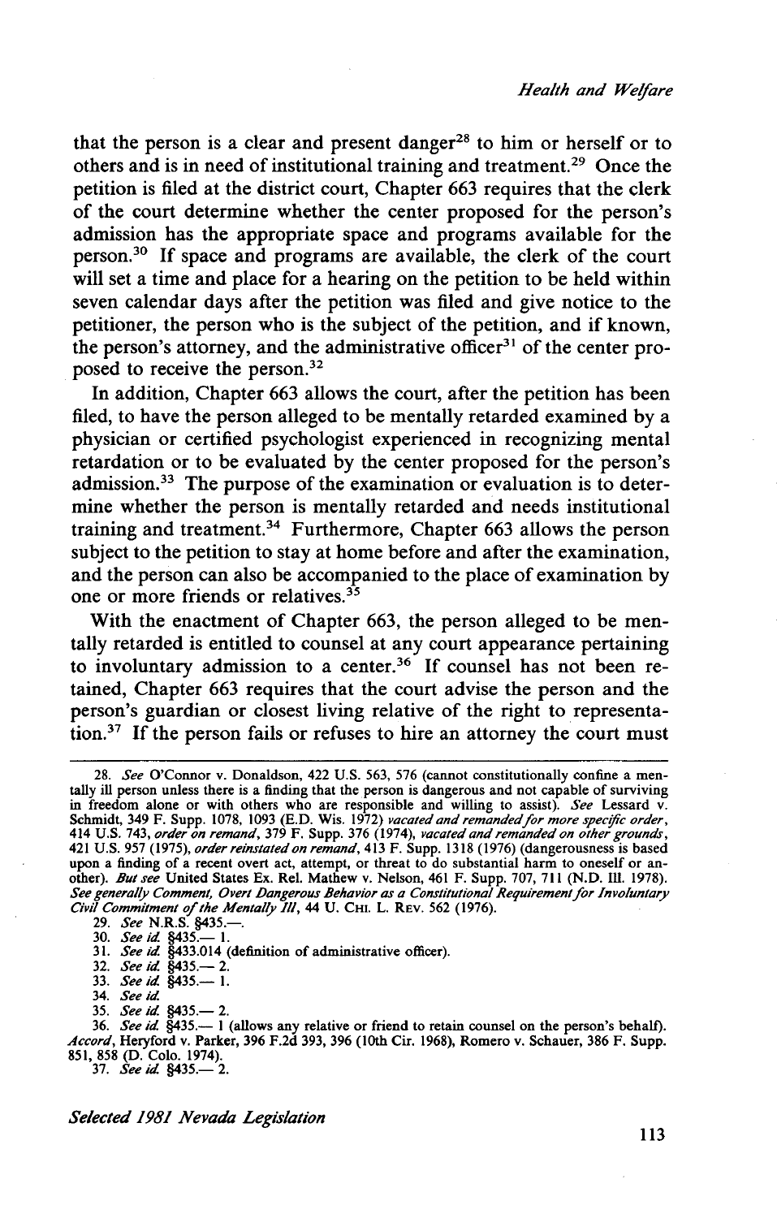that the person is a clear and present danger[28] to him or herself or to others and is in need of institutional training and treatment.[29] Once the petition is filed at the district court, Chapter 663 requires that the clerk of the court determine whether the center proposed for the person's admission has the appropriate space and programs available for the person.[30] If space and programs are available, the clerk of the court will set a time and place for a hearing on the petition to be held within seven calendar days after the petition was filed and give notice to the petitioner, the person who is the subject of the petition, and if known, the person's attorney, and the administrative officer[31] of the center proposed to receive the person.[32]

In addition, Chapter 663 allows the court, after the petition has been filed, to have the person alleged to be mentally retarded examined by a physician or certified psychologist experienced in recognizing mental retardation or to be evaluated by the center proposed for the person's admission.[33] The purpose of the examination or evaluation is to determine whether the person is mentally retarded and needs institutional training and treatment.[34] Furthermore, Chapter 663 allows the person subject to the petition to stay at home before and after the examination, and the person can also be accompanied to the place of examination by one or more friends or relatives.[35]

With the enactment of Chapter 663, the person alleged to be mentally retarded is entitled to counsel at any court appearance pertaining to involuntary admission to a center.[36] If counsel has not been retained, Chapter 663 requires that the court advise the person and the person's guardian or closest living relative of the right to representation.[37] If the person fails or refuses to hire an attorney the court must

---

28. *See* O'Connor v. Donaldson, 422 U.S. 563, 576 (cannot constitutionally confine a mentally ill person unless there is a finding that the person is dangerous and not capable of surviving in freedom alone or with others who are responsible and willing to assist). *See* Lessard v. Schmidt, 349 F. Supp. 1078, 1093 (E.D. Wis. 1972) *vacated and remanded for more specific order*, 414 U.S. 743, *order on remand*, 379 F. Supp. 376 (1974), *vacated and remanded on other grounds*, 421 U.S. 957 (1975), *order reinstated on remand*, 413 F. Supp. 1318 (1976) (dangerousness is based upon a finding of a recent overt act, attempt, or threat to do substantial harm to oneself or another). *But see* United States Ex. Rel. Mathew v. Nelson, 461 F. Supp. 707, 711 (N.D. Ill. 1978). *See generally Comment, Overt Dangerous Behavior as a Constitutional Requirement for Involuntary Civil Commitment of the Mentally Ill*, 44 U. CHI. L. REV. 562 (1976).

29. *See* N.R.S. §435.—.

30. *See id.* §435.— 1.

31. *See id.* §433.014 (definition of administrative officer).

32. *See id.* §435.— 2.

33. *See id.* §435.— 1.

34. *See id.*

35. *See id.* §435.— 2.

36. *See id.* §435.— 1 (allows any relative or friend to retain counsel on the person's behalf). *Accord*, Heryford v. Parker, 396 F.2d 393, 396 (10th Cir. 1968), Romero v. Schauer, 386 F. Supp. 851, 858 (D. Colo. 1974).

37. *See id.* §435.— 2.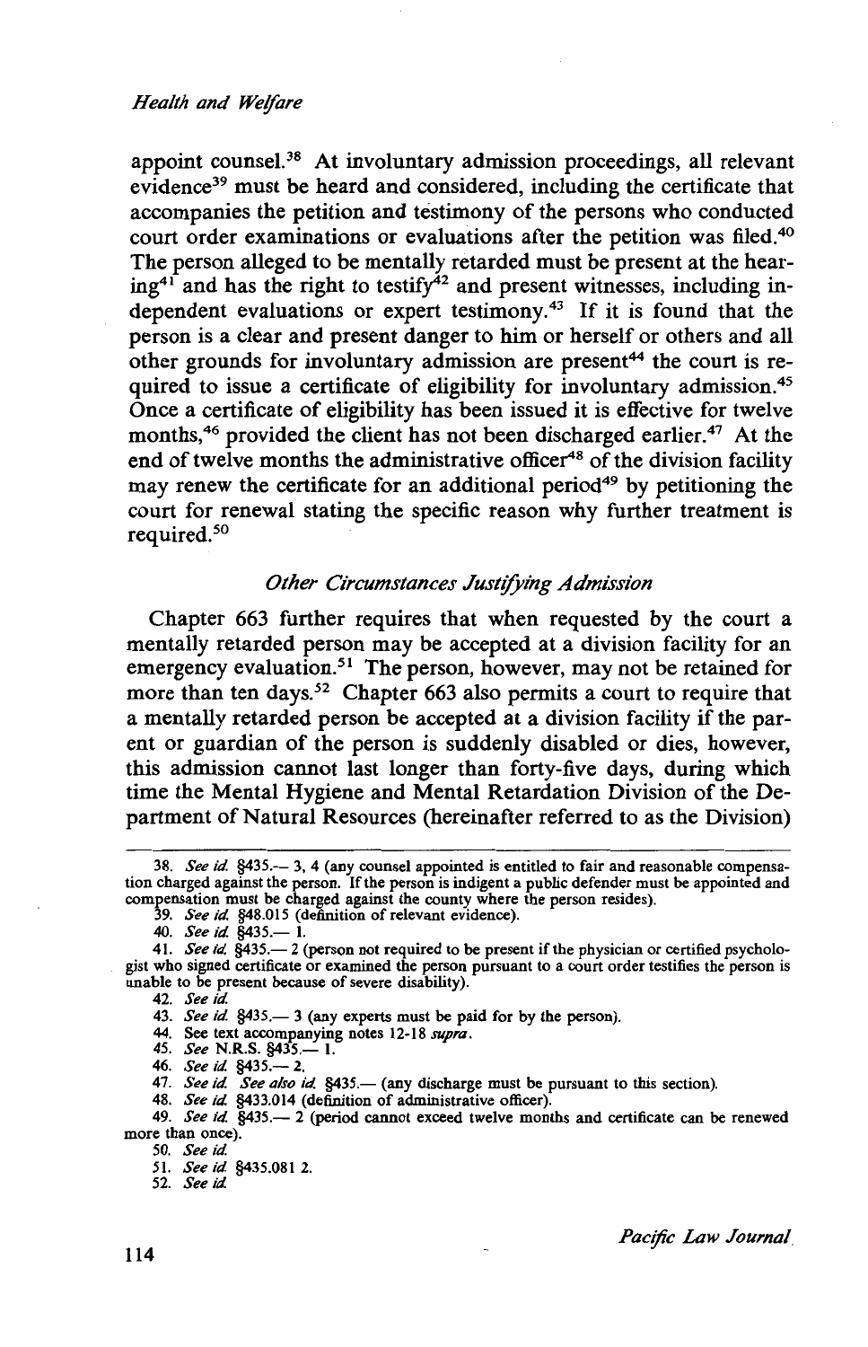appoint counsel.[38] At involuntary admission proceedings, all relevant evidence[39] must be heard and considered, including the certificate that accompanies the petition and testimony of the persons who conducted court order examinations or evaluations after the petition was filed.[40] The person alleged to be mentally retarded must be present at the hearing[41] and has the right to testify[42] and present witnesses, including independent evaluations or expert testimony.[43] If it is found that the person is a clear and present danger to him or herself or others and all other grounds for involuntary admission are present[44] the court is required to issue a certificate of eligibility for involuntary admission.[45] Once a certificate of eligibility has been issued it is effective for twelve months,[46] provided the client has not been discharged earlier.[47] At the end of twelve months the administrative officer[48] of the division facility may renew the certificate for an additional period[49] by petitioning the court for renewal stating the specific reason why further treatment is required.[50]

### *Other Circumstances Justifying Admission*

Chapter 663 further requires that when requested by the court a mentally retarded person may be accepted at a division facility for an emergency evaluation.[51] The person, however, may not be retained for more than ten days.[52] Chapter 663 also permits a court to require that a mentally retarded person be accepted at a division facility if the parent or guardian of the person is suddenly disabled or dies, however, this admission cannot last longer than forty-five days, during which time the Mental Hygiene and Mental Retardation Division of the Department of Natural Resources (hereinafter referred to as the Division)

---

38. *See id.* §435.— 3, 4 (any counsel appointed is entitled to fair and reasonable compensation charged against the person. If the person is indigent a public defender must be appointed and compensation must be charged against the county where the person resides).
39. *See id.* §48.015 (definition of relevant evidence).
40. *See id.* §435.— 1.
41. *See id.* §435.— 2 (person not required to be present if the physician or certified psychologist who signed certificate or examined the person pursuant to a court order testifies the person is unable to be present because of severe disability).
42. *See id.*
43. *See id.* §435.— 3 (any experts must be paid for by the person).
44. See text accompanying notes 12-18 *supra*.
45. *See* N.R.S. §435.— 1.
46. *See id.* §435.— 2.
47. *See id. See also id.* §435.— (any discharge must be pursuant to this section).
48. *See id.* §433.014 (definition of administrative officer).
49. *See id.* §435.— 2 (period cannot exceed twelve months and certificate can be renewed more than once).
50. *See id.*
51. *See id.* §435.081 2.
52. *See id.*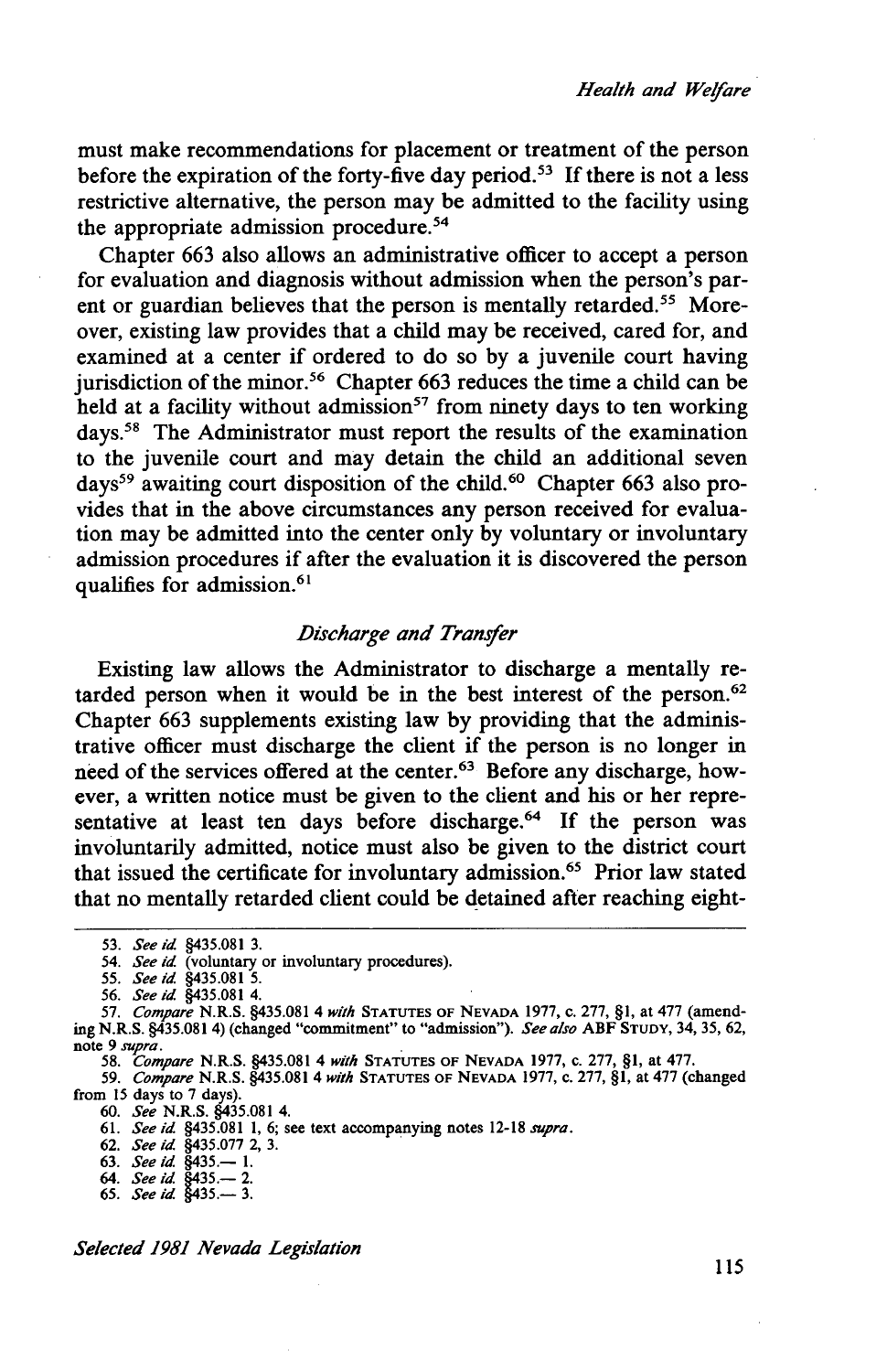must make recommendations for placement or treatment of the person before the expiration of the forty-five day period.[53] If there is not a less restrictive alternative, the person may be admitted to the facility using the appropriate admission procedure.[54]

Chapter 663 also allows an administrative officer to accept a person for evaluation and diagnosis without admission when the person's parent or guardian believes that the person is mentally retarded.[55] Moreover, existing law provides that a child may be received, cared for, and examined at a center if ordered to do so by a juvenile court having jurisdiction of the minor.[56] Chapter 663 reduces the time a child can be held at a facility without admission[57] from ninety days to ten working days.[58] The Administrator must report the results of the examination to the juvenile court and may detain the child an additional seven days[59] awaiting court disposition of the child.[60] Chapter 663 also provides that in the above circumstances any person received for evaluation may be admitted into the center only by voluntary or involuntary admission procedures if after the evaluation it is discovered the person qualifies for admission.[61]

### *Discharge and Transfer*

Existing law allows the Administrator to discharge a mentally retarded person when it would be in the best interest of the person.[62] Chapter 663 supplements existing law by providing that the administrative officer must discharge the client if the person is no longer in need of the services offered at the center.[63] Before any discharge, however, a written notice must be given to the client and his or her representative at least ten days before discharge.[64] If the person was involuntarily admitted, notice must also be given to the district court that issued the certificate for involuntary admission.[65] Prior law stated that no mentally retarded client could be detained after reaching eight-

---

53. *See id.* §435.081 3.
54. *See id.* (voluntary or involuntary procedures).
55. *See id.* §435.081 5.
56. *See id.* §435.081 4.
57. *Compare* N.R.S. §435.081 4 *with* STATUTES OF NEVADA 1977, c. 277, §1, at 477 (amending N.R.S. §435.081 4) (changed "commitment" to "admission"). *See also* ABF STUDY, 34, 35, 62, note 9 *supra*.
58. *Compare* N.R.S. §435.081 4 *with* STATUTES OF NEVADA 1977, c. 277, §1, at 477.
59. *Compare* N.R.S. §435.081 4 *with* STATUTES OF NEVADA 1977, c. 277, §1, at 477 (changed from 15 days to 7 days).
60. *See* N.R.S. §435.081 4.
61. *See id.* §435.081 1, 6; see text accompanying notes 12-18 *supra*.
62. *See id.* §435.077 2, 3.
63. *See id.* §435.— 1.
64. *See id.* §435.— 2.
65. *See id.* §435.— 3.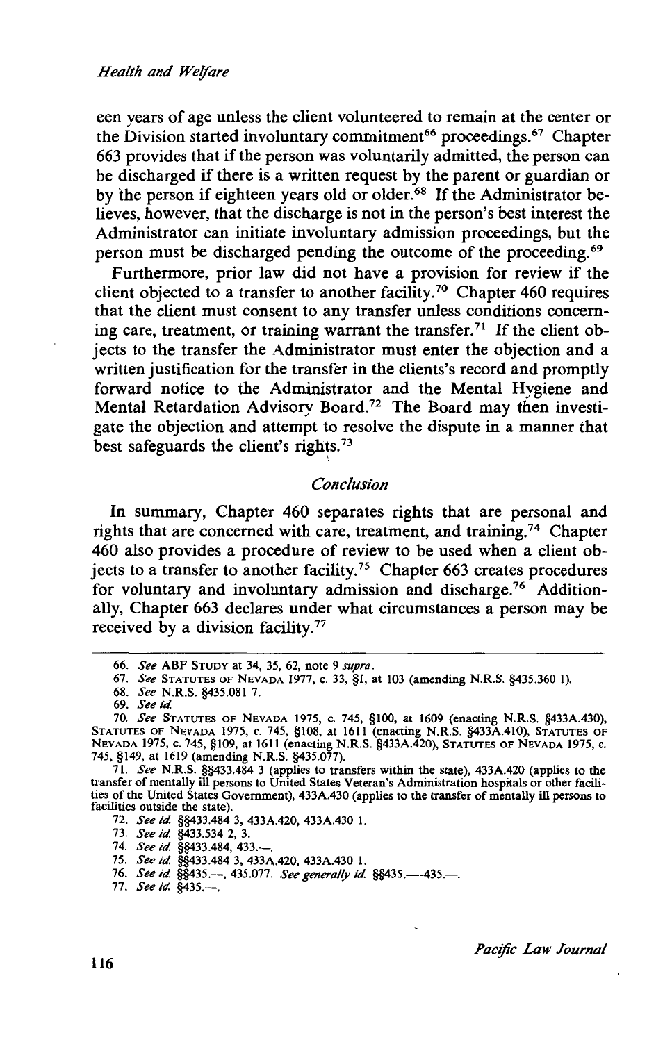een years of age unless the client volunteered to remain at the center or the Division started involuntary commitment[66] proceedings.[67] Chapter 663 provides that if the person was voluntarily admitted, the person can be discharged if there is a written request by the parent or guardian or by the person if eighteen years old or older.[68] If the Administrator believes, however, that the discharge is not in the person's best interest the Administrator can initiate involuntary admission proceedings, but the person must be discharged pending the outcome of the proceeding.[69]

Furthermore, prior law did not have a provision for review if the client objected to a transfer to another facility.[70] Chapter 460 requires that the client must consent to any transfer unless conditions concerning care, treatment, or training warrant the transfer.[71] If the client objects to the transfer the Administrator must enter the objection and a written justification for the transfer in the clients's record and promptly forward notice to the Administrator and the Mental Hygiene and Mental Retardation Advisory Board.[72] The Board may then investigate the objection and attempt to resolve the dispute in a manner that best safeguards the client's rights.[73]

## *Conclusion*

In summary, Chapter 460 separates rights that are personal and rights that are concerned with care, treatment, and training.[74] Chapter 460 also provides a procedure of review to be used when a client objects to a transfer to another facility.[75] Chapter 663 creates procedures for voluntary and involuntary admission and discharge.[76] Additionally, Chapter 663 declares under what circumstances a person may be received by a division facility.[77]

---

66. *See* ABF STUDY at 34, 35, 62, note 9 *supra*.
67. *See* STATUTES OF NEVADA 1977, c. 33, §1, at 103 (amending N.R.S. §435.360 1).
68. *See* N.R.S. §435.081 7.
69. *See id.*
70. *See* STATUTES OF NEVADA 1975, c. 745, §100, at 1609 (enacting N.R.S. §433A.430), STATUTES OF NEVADA 1975, c. 745, §108, at 1611 (enacting N.R.S. §433A.410), STATUTES OF NEVADA 1975, c. 745, §109, at 1611 (enacting N.R.S. §433A.420), STATUTES OF NEVADA 1975, c. 745, §149, at 1619 (amending N.R.S. §435.077).
71. *See* N.R.S. §§433.484 3 (applies to transfers within the state), 433A.420 (applies to the transfer of mentally ill persons to United States Veteran's Administration hospitals or other facilities of the United States Government), 433A.430 (applies to the transfer of mentally ill persons to facilities outside the state).
72. *See id.* §§433.484 3, 433A.420, 433A.430 1.
73. *See id.* §433.534 2, 3.
74. *See id.* §§433.484, 433.—.
75. *See id.* §§433.484 3, 433A.420, 433A.430 1.
76. *See id.* §§435.—, 435.077. *See generally id.* §§435.—-435.—.
77. *See id.* §435.—.